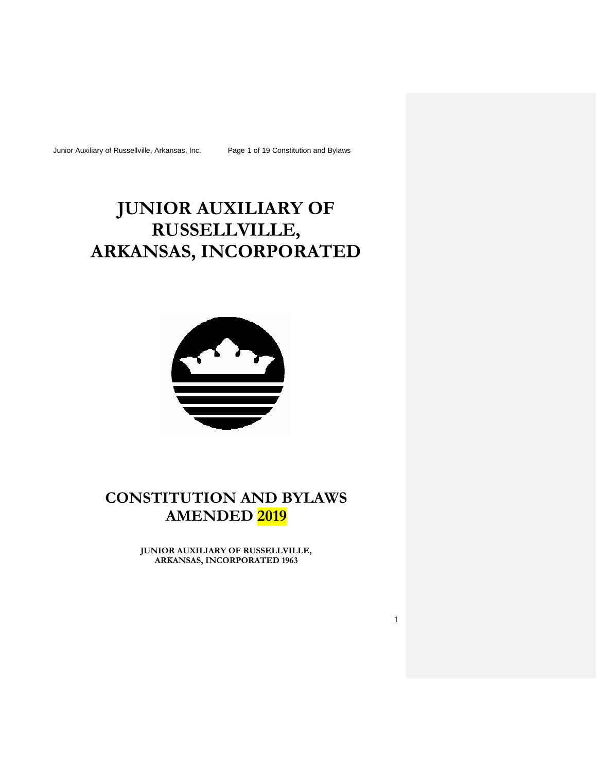# JUNIOR AUXILIARY OF RUSSELLVILLE, ARKANSAS, INCORPORATED

# CONSTITUTION AND BYLAWS AMENDED 2019

**JUNIOR AUXILIARY OF RUSSELLVILLE, ARKANSAS, INCORPORATED 1963**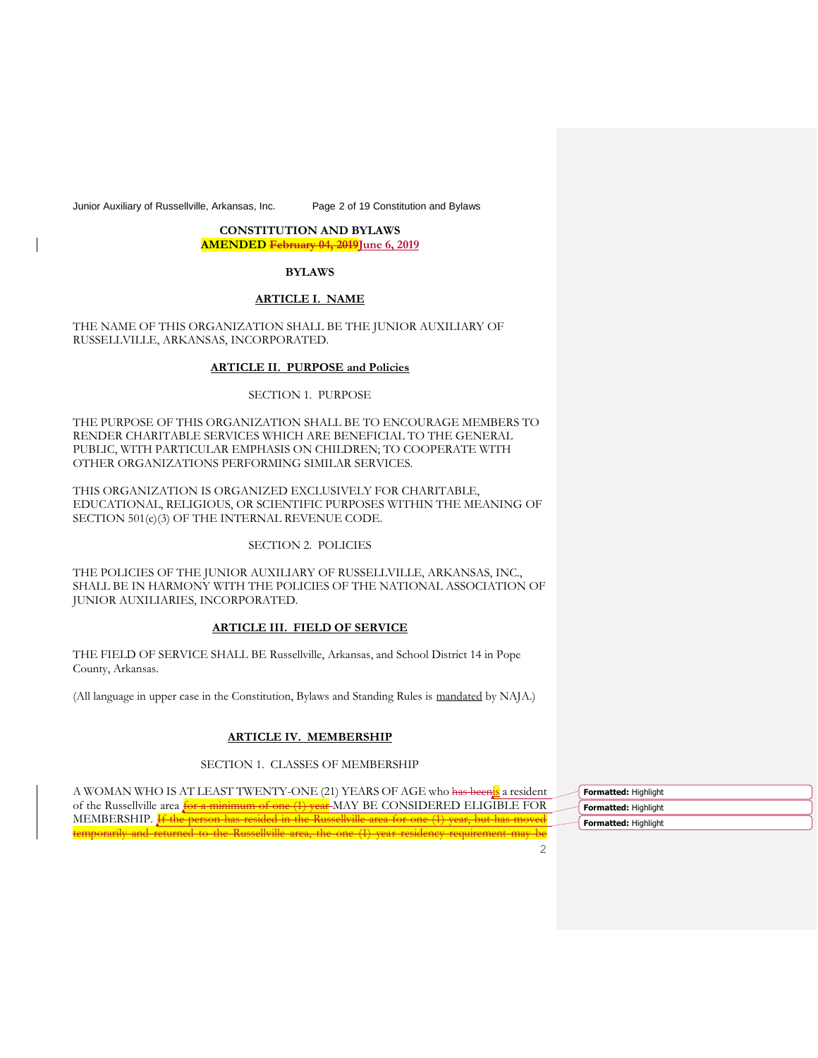**CONSTITUTION AND BYLAWS**

**AMENDED ~~February 04, 2019~~June 6, 2019**

**BYLAWS**

## ARTICLE I. NAME

THE NAME OF THIS ORGANIZATION SHALL BE THE JUNIOR AUXILIARY OF RUSSELLVILLE, ARKANSAS, INCORPORATED.

## ARTICLE II. PURPOSE and Policies

### SECTION 1. PURPOSE

THE PURPOSE OF THIS ORGANIZATION SHALL BE TO ENCOURAGE MEMBERS TO RENDER CHARITABLE SERVICES WHICH ARE BENEFICIAL TO THE GENERAL PUBLIC, WITH PARTICULAR EMPHASIS ON CHILDREN; TO COOPERATE WITH OTHER ORGANIZATIONS PERFORMING SIMILAR SERVICES.

THIS ORGANIZATION IS ORGANIZED EXCLUSIVELY FOR CHARITABLE, EDUCATIONAL, RELIGIOUS, OR SCIENTIFIC PURPOSES WITHIN THE MEANING OF SECTION 501(c)(3) OF THE INTERNAL REVENUE CODE.

### SECTION 2. POLICIES

THE POLICIES OF THE JUNIOR AUXILIARY OF RUSSELLVILLE, ARKANSAS, INC., SHALL BE IN HARMONY WITH THE POLICIES OF THE NATIONAL ASSOCIATION OF JUNIOR AUXILIARIES, INCORPORATED.

## ARTICLE III. FIELD OF SERVICE

THE FIELD OF SERVICE SHALL BE Russellville, Arkansas, and School District 14 in Pope County, Arkansas.

(All language in upper case in the Constitution, Bylaws and Standing Rules is mandated by NAJA.)

## ARTICLE IV. MEMBERSHIP

### SECTION 1. CLASSES OF MEMBERSHIP

A WOMAN WHO IS AT LEAST TWENTY-ONE (21) YEARS OF AGE who ~~has been~~is a resident of the Russellville area ~~for a minimum of one (1) year~~ MAY BE CONSIDERED ELIGIBLE FOR MEMBERSHIP. ~~If the person has resided in the Russellville area for one (1) year, but has moved temporarily and returned to the Russellville area, the one (1) year residency requirement may be~~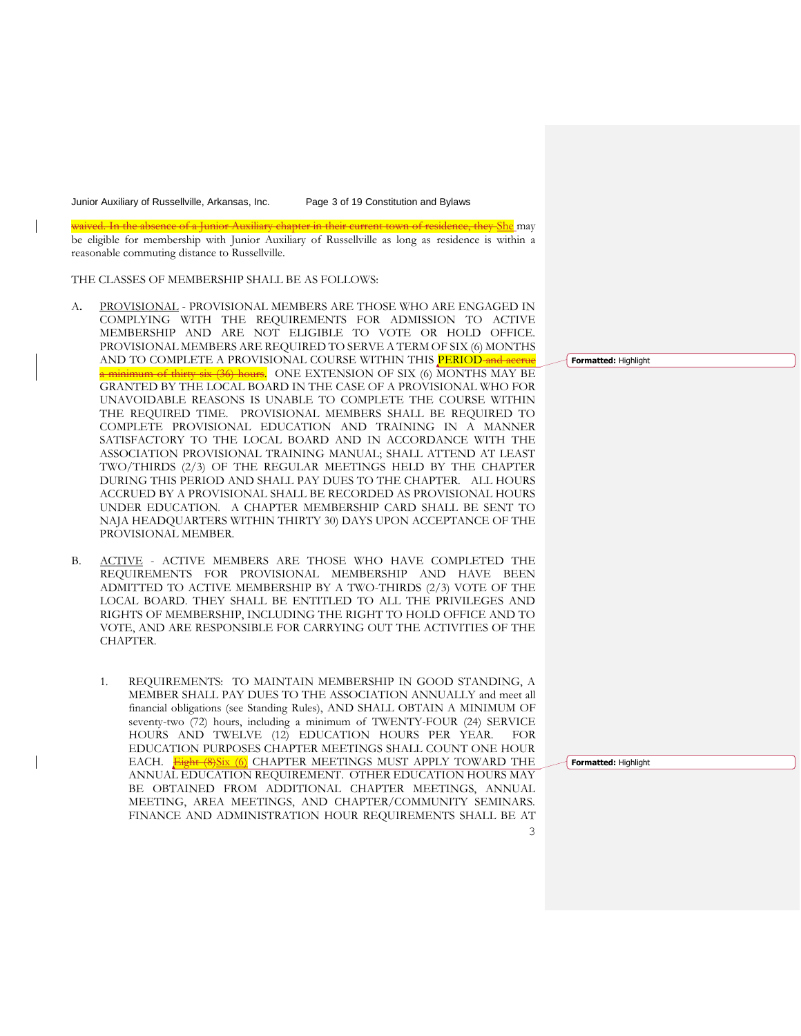~~waived. In the absence of a Junior Auxiliary chapter in their current town of residence, they~~ She may be eligible for membership with Junior Auxiliary of Russellville as long as residence is within a reasonable commuting distance to Russellville.

THE CLASSES OF MEMBERSHIP SHALL BE AS FOLLOWS:

A. PROVISIONAL - PROVISIONAL MEMBERS ARE THOSE WHO ARE ENGAGED IN COMPLYING WITH THE REQUIREMENTS FOR ADMISSION TO ACTIVE MEMBERSHIP AND ARE NOT ELIGIBLE TO VOTE OR HOLD OFFICE. PROVISIONAL MEMBERS ARE REQUIRED TO SERVE A TERM OF SIX (6) MONTHS AND TO COMPLETE A PROVISIONAL COURSE WITHIN THIS PERIOD ~~and accrue a minimum of thirty six (36) hours~~. ONE EXTENSION OF SIX (6) MONTHS MAY BE GRANTED BY THE LOCAL BOARD IN THE CASE OF A PROVISIONAL WHO FOR UNAVOIDABLE REASONS IS UNABLE TO COMPLETE THE COURSE WITHIN THE REQUIRED TIME. PROVISIONAL MEMBERS SHALL BE REQUIRED TO COMPLETE PROVISIONAL EDUCATION AND TRAINING IN A MANNER SATISFACTORY TO THE LOCAL BOARD AND IN ACCORDANCE WITH THE ASSOCIATION PROVISIONAL TRAINING MANUAL; SHALL ATTEND AT LEAST TWO/THIRDS (2/3) OF THE REGULAR MEETINGS HELD BY THE CHAPTER DURING THIS PERIOD AND SHALL PAY DUES TO THE CHAPTER. ALL HOURS ACCRUED BY A PROVISIONAL SHALL BE RECORDED AS PROVISIONAL HOURS UNDER EDUCATION. A CHAPTER MEMBERSHIP CARD SHALL BE SENT TO NAJA HEADQUARTERS WITHIN THIRTY 30) DAYS UPON ACCEPTANCE OF THE PROVISIONAL MEMBER.

B. ACTIVE - ACTIVE MEMBERS ARE THOSE WHO HAVE COMPLETED THE REQUIREMENTS FOR PROVISIONAL MEMBERSHIP AND HAVE BEEN ADMITTED TO ACTIVE MEMBERSHIP BY A TWO-THIRDS (2/3) VOTE OF THE LOCAL BOARD. THEY SHALL BE ENTITLED TO ALL THE PRIVILEGES AND RIGHTS OF MEMBERSHIP, INCLUDING THE RIGHT TO HOLD OFFICE AND TO VOTE, AND ARE RESPONSIBLE FOR CARRYING OUT THE ACTIVITIES OF THE CHAPTER.

   1. REQUIREMENTS: TO MAINTAIN MEMBERSHIP IN GOOD STANDING, A MEMBER SHALL PAY DUES TO THE ASSOCIATION ANNUALLY and meet all financial obligations (see Standing Rules), AND SHALL OBTAIN A MINIMUM OF seventy-two (72) hours, including a minimum of TWENTY-FOUR (24) SERVICE HOURS AND TWELVE (12) EDUCATION HOURS PER YEAR. FOR EDUCATION PURPOSES CHAPTER MEETINGS SHALL COUNT ONE HOUR EACH. ~~Eight (8)~~Six (6) CHAPTER MEETINGS MUST APPLY TOWARD THE ANNUAL EDUCATION REQUIREMENT. OTHER EDUCATION HOURS MAY BE OBTAINED FROM ADDITIONAL CHAPTER MEETINGS, ANNUAL MEETING, AREA MEETINGS, AND CHAPTER/COMMUNITY SEMINARS. FINANCE AND ADMINISTRATION HOUR REQUIREMENTS SHALL BE AT

Formatted: Highlight

Formatted: Highlight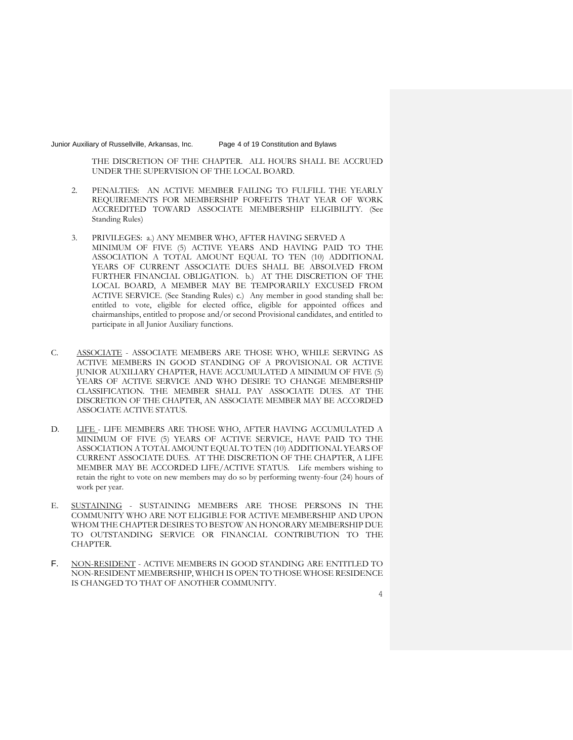THE DISCRETION OF THE CHAPTER. ALL HOURS SHALL BE ACCRUED UNDER THE SUPERVISION OF THE LOCAL BOARD.

2. PENALTIES: AN ACTIVE MEMBER FAILING TO FULFILL THE YEARLY REQUIREMENTS FOR MEMBERSHIP FORFEITS THAT YEAR OF WORK ACCREDITED TOWARD ASSOCIATE MEMBERSHIP ELIGIBILITY. (See Standing Rules)

3. PRIVILEGES: a.) ANY MEMBER WHO, AFTER HAVING SERVED A MINIMUM OF FIVE (5) ACTIVE YEARS AND HAVING PAID TO THE ASSOCIATION A TOTAL AMOUNT EQUAL TO TEN (10) ADDITIONAL YEARS OF CURRENT ASSOCIATE DUES SHALL BE ABSOLVED FROM FURTHER FINANCIAL OBLIGATION. b.) AT THE DISCRETION OF THE LOCAL BOARD, A MEMBER MAY BE TEMPORARILY EXCUSED FROM ACTIVE SERVICE. (See Standing Rules) c.) Any member in good standing shall be: entitled to vote, eligible for elected office, eligible for appointed offices and chairmanships, entitled to propose and/or second Provisional candidates, and entitled to participate in all Junior Auxiliary functions.

C. <u>ASSOCIATE</u> - ASSOCIATE MEMBERS ARE THOSE WHO, WHILE SERVING AS ACTIVE MEMBERS IN GOOD STANDING OF A PROVISIONAL OR ACTIVE JUNIOR AUXILIARY CHAPTER, HAVE ACCUMULATED A MINIMUM OF FIVE (5) YEARS OF ACTIVE SERVICE AND WHO DESIRE TO CHANGE MEMBERSHIP CLASSIFICATION. THE MEMBER SHALL PAY ASSOCIATE DUES. AT THE DISCRETION OF THE CHAPTER, AN ASSOCIATE MEMBER MAY BE ACCORDED ASSOCIATE ACTIVE STATUS.

D. <u>LIFE</u> - LIFE MEMBERS ARE THOSE WHO, AFTER HAVING ACCUMULATED A MINIMUM OF FIVE (5) YEARS OF ACTIVE SERVICE, HAVE PAID TO THE ASSOCIATION A TOTAL AMOUNT EQUAL TO TEN (10) ADDITIONAL YEARS OF CURRENT ASSOCIATE DUES. AT THE DISCRETION OF THE CHAPTER, A LIFE MEMBER MAY BE ACCORDED LIFE/ACTIVE STATUS. Life members wishing to retain the right to vote on new members may do so by performing twenty-four (24) hours of work per year.

E. <u>SUSTAINING</u> - SUSTAINING MEMBERS ARE THOSE PERSONS IN THE COMMUNITY WHO ARE NOT ELIGIBLE FOR ACTIVE MEMBERSHIP AND UPON WHOM THE CHAPTER DESIRES TO BESTOW AN HONORARY MEMBERSHIP DUE TO OUTSTANDING SERVICE OR FINANCIAL CONTRIBUTION TO THE CHAPTER.

F. <u>NON-RESIDENT</u> - ACTIVE MEMBERS IN GOOD STANDING ARE ENTITLED TO NON-RESIDENT MEMBERSHIP, WHICH IS OPEN TO THOSE WHOSE RESIDENCE IS CHANGED TO THAT OF ANOTHER COMMUNITY.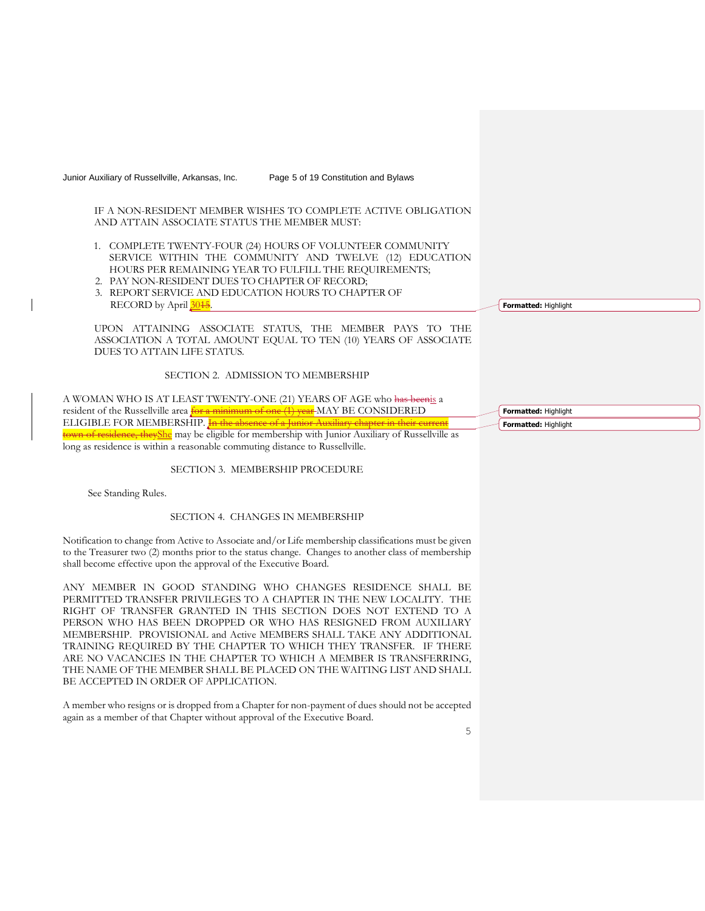IF A NON-RESIDENT MEMBER WISHES TO COMPLETE ACTIVE OBLIGATION AND ATTAIN ASSOCIATE STATUS THE MEMBER MUST:

1. COMPLETE TWENTY-FOUR (24) HOURS OF VOLUNTEER COMMUNITY SERVICE WITHIN THE COMMUNITY AND TWELVE (12) EDUCATION HOURS PER REMAINING YEAR TO FULFILL THE REQUIREMENTS;
2. PAY NON-RESIDENT DUES TO CHAPTER OF RECORD;
3. REPORT SERVICE AND EDUCATION HOURS TO CHAPTER OF RECORD by April ~~15~~30.

UPON ATTAINING ASSOCIATE STATUS, THE MEMBER PAYS TO THE ASSOCIATION A TOTAL AMOUNT EQUAL TO TEN (10) YEARS OF ASSOCIATE DUES TO ATTAIN LIFE STATUS.

## SECTION 2. ADMISSION TO MEMBERSHIP

A WOMAN WHO IS AT LEAST TWENTY-ONE (21) YEARS OF AGE who ~~has been~~is a resident of the Russellville area ~~for a minimum of one (1) year~~ MAY BE CONSIDERED ELIGIBLE FOR MEMBERSHIP. ~~In the absence of a Junior Auxiliary chapter in their current town of residence, they~~She may be eligible for membership with Junior Auxiliary of Russellville as long as residence is within a reasonable commuting distance to Russellville.

## SECTION 3. MEMBERSHIP PROCEDURE

See Standing Rules.

## SECTION 4. CHANGES IN MEMBERSHIP

Notification to change from Active to Associate and/or Life membership classifications must be given to the Treasurer two (2) months prior to the status change. Changes to another class of membership shall become effective upon the approval of the Executive Board.

ANY MEMBER IN GOOD STANDING WHO CHANGES RESIDENCE SHALL BE PERMITTED TRANSFER PRIVILEGES TO A CHAPTER IN THE NEW LOCALITY. THE RIGHT OF TRANSFER GRANTED IN THIS SECTION DOES NOT EXTEND TO A PERSON WHO HAS BEEN DROPPED OR WHO HAS RESIGNED FROM AUXILIARY MEMBERSHIP. PROVISIONAL and Active MEMBERS SHALL TAKE ANY ADDITIONAL TRAINING REQUIRED BY THE CHAPTER TO WHICH THEY TRANSFER. IF THERE ARE NO VACANCIES IN THE CHAPTER TO WHICH A MEMBER IS TRANSFERRING, THE NAME OF THE MEMBER SHALL BE PLACED ON THE WAITING LIST AND SHALL BE ACCEPTED IN ORDER OF APPLICATION.

A member who resigns or is dropped from a Chapter for non-payment of dues should not be accepted again as a member of that Chapter without approval of the Executive Board.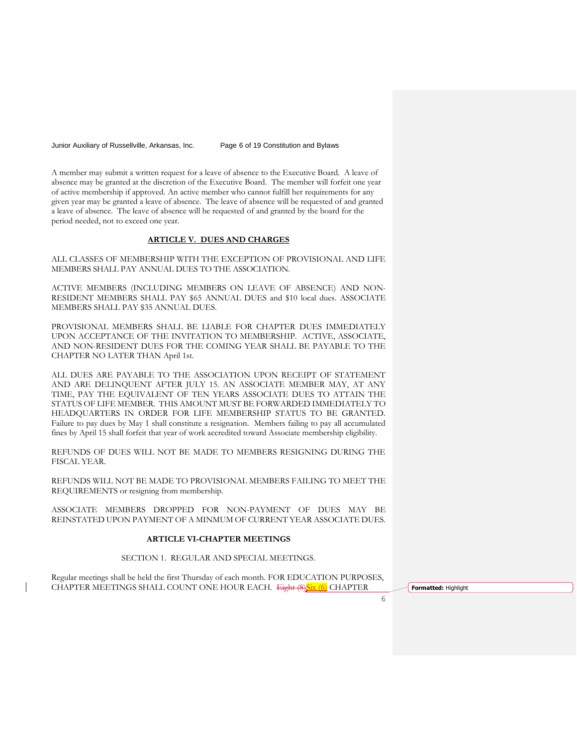A member may submit a written request for a leave of absence to the Executive Board. A leave of absence may be granted at the discretion of the Executive Board. The member will forfeit one year of active membership if approved. An active member who cannot fulfill her requirements for any given year may be granted a leave of absence. The leave of absence will be requested of and granted a leave of absence. The leave of absence will be requested of and granted by the board for the period needed, not to exceed one year.

## ARTICLE V. DUES AND CHARGES

ALL CLASSES OF MEMBERSHIP WITH THE EXCEPTION OF PROVISIONAL AND LIFE MEMBERS SHALL PAY ANNUAL DUES TO THE ASSOCIATION.

ACTIVE MEMBERS (INCLUDING MEMBERS ON LEAVE OF ABSENCE) AND NON-RESIDENT MEMBERS SHALL PAY $65 ANNUAL DUES and $10 local dues. ASSOCIATE MEMBERS SHALL PAY $35 ANNUAL DUES.

PROVISIONAL MEMBERS SHALL BE LIABLE FOR CHAPTER DUES IMMEDIATELY UPON ACCEPTANCE OF THE INVITATION TO MEMBERSHIP. ACTIVE, ASSOCIATE, AND NON-RESIDENT DUES FOR THE COMING YEAR SHALL BE PAYABLE TO THE CHAPTER NO LATER THAN April 1st.

ALL DUES ARE PAYABLE TO THE ASSOCIATION UPON RECEIPT OF STATEMENT AND ARE DELINQUENT AFTER JULY 15. AN ASSOCIATE MEMBER MAY, AT ANY TIME, PAY THE EQUIVALENT OF TEN YEARS ASSOCIATE DUES TO ATTAIN THE STATUS OF LIFE MEMBER. THIS AMOUNT MUST BE FORWARDED IMMEDIATELY TO HEADQUARTERS IN ORDER FOR LIFE MEMBERSHIP STATUS TO BE GRANTED. Failure to pay dues by May 1 shall constitute a resignation. Members failing to pay all accumulated fines by April 15 shall forfeit that year of work accredited toward Associate membership eligibility.

REFUNDS OF DUES WILL NOT BE MADE TO MEMBERS RESIGNING DURING THE FISCAL YEAR.

REFUNDS WILL NOT BE MADE TO PROVISIONAL MEMBERS FAILING TO MEET THE REQUIREMENTS or resigning from membership.

ASSOCIATE MEMBERS DROPPED FOR NON-PAYMENT OF DUES MAY BE REINSTATED UPON PAYMENT OF A MINMUM OF CURRENT YEAR ASSOCIATE DUES.

## ARTICLE VI-CHAPTER MEETINGS

### SECTION 1. REGULAR AND SPECIAL MEETINGS.

Regular meetings shall be held the first Thursday of each month. FOR EDUCATION PURPOSES, CHAPTER MEETINGS SHALL COUNT ONE HOUR EACH. ~~Eight (8)~~Six (6) CHAPTER

Formatted: Highlight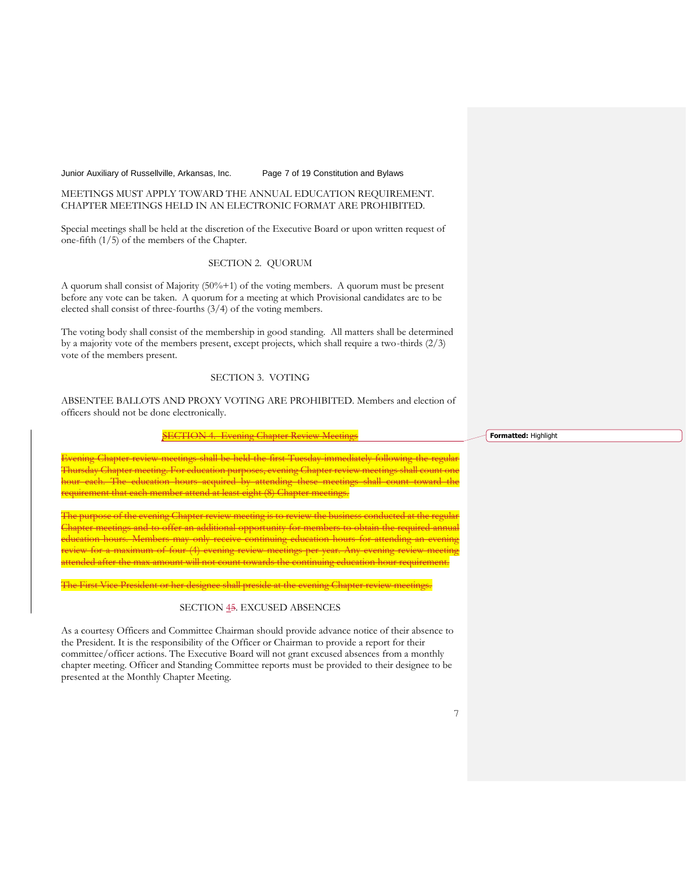MEETINGS MUST APPLY TOWARD THE ANNUAL EDUCATION REQUIREMENT. CHAPTER MEETINGS HELD IN AN ELECTRONIC FORMAT ARE PROHIBITED.

Special meetings shall be held at the discretion of the Executive Board or upon written request of one-fifth (1/5) of the members of the Chapter.

SECTION 2. QUORUM

A quorum shall consist of Majority (50%+1) of the voting members. A quorum must be present before any vote can be taken. A quorum for a meeting at which Provisional candidates are to be elected shall consist of three-fourths (3/4) of the voting members.

The voting body shall consist of the membership in good standing. All matters shall be determined by a majority vote of the members present, except projects, which shall require a two-thirds (2/3) vote of the members present.

SECTION 3. VOTING

ABSENTEE BALLOTS AND PROXY VOTING ARE PROHIBITED. Members and election of officers should not be done electronically.

~~SECTION 4. Evening Chapter Review Meetings~~

~~Evening Chapter review meetings shall be held the first Tuesday immediately following the regular Thursday Chapter meeting. For education purposes, evening Chapter review meetings shall count one hour each. The education hours acquired by attending these meetings shall count toward the requirement that each member attend at least eight (8) Chapter meetings.~~

~~The purpose of the evening Chapter review meeting is to review the business conducted at the regular Chapter meetings and to offer an additional opportunity for members to obtain the required annual education hours. Members may only receive continuing education hours for attending an evening review for a maximum of four (4) evening review meetings per year. Any evening review meeting attended after the max amount will not count towards the continuing education hour requirement.~~

~~The First Vice President or her designee shall preside at the evening Chapter review meetings.~~

SECTION 4~~5~~. EXCUSED ABSENCES

As a courtesy Officers and Committee Chairman should provide advance notice of their absence to the President. It is the responsibility of the Officer or Chairman to provide a report for their committee/officer actions. The Executive Board will not grant excused absences from a monthly chapter meeting. Officer and Standing Committee reports must be provided to their designee to be presented at the Monthly Chapter Meeting.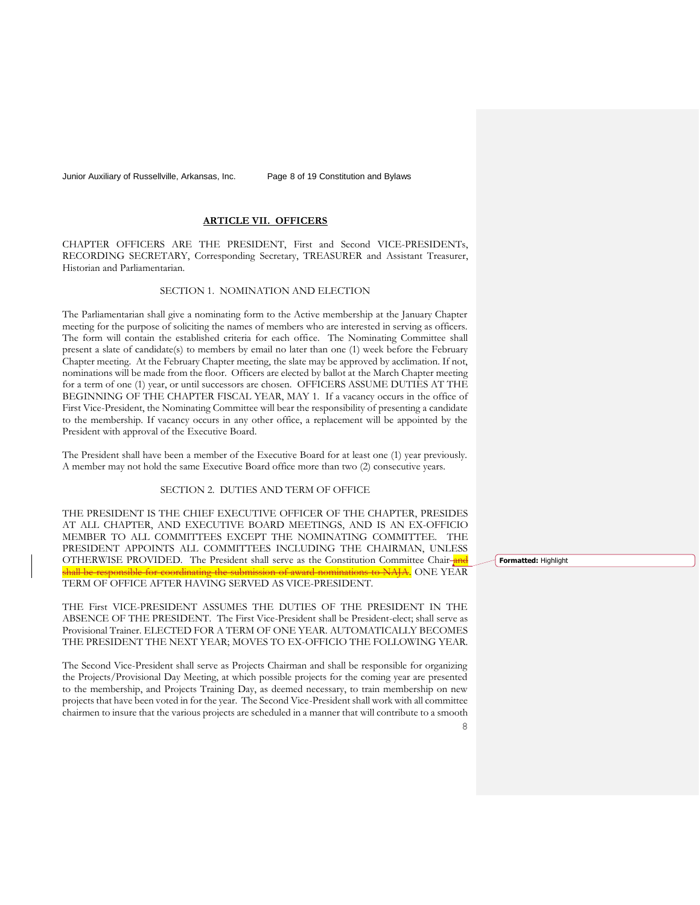## ARTICLE VII. OFFICERS

CHAPTER OFFICERS ARE THE PRESIDENT, First and Second VICE-PRESIDENTs, RECORDING SECRETARY, Corresponding Secretary, TREASURER and Assistant Treasurer, Historian and Parliamentarian.

### SECTION 1. NOMINATION AND ELECTION

The Parliamentarian shall give a nominating form to the Active membership at the January Chapter meeting for the purpose of soliciting the names of members who are interested in serving as officers. The form will contain the established criteria for each office. The Nominating Committee shall present a slate of candidate(s) to members by email no later than one (1) week before the February Chapter meeting. At the February Chapter meeting, the slate may be approved by acclimation. If not, nominations will be made from the floor. Officers are elected by ballot at the March Chapter meeting for a term of one (1) year, or until successors are chosen. OFFICERS ASSUME DUTIES AT THE BEGINNING OF THE CHAPTER FISCAL YEAR, MAY 1. If a vacancy occurs in the office of First Vice-President, the Nominating Committee will bear the responsibility of presenting a candidate to the membership. If vacancy occurs in any other office, a replacement will be appointed by the President with approval of the Executive Board.

The President shall have been a member of the Executive Board for at least one (1) year previously. A member may not hold the same Executive Board office more than two (2) consecutive years.

### SECTION 2. DUTIES AND TERM OF OFFICE

THE PRESIDENT IS THE CHIEF EXECUTIVE OFFICER OF THE CHAPTER, PRESIDES AT ALL CHAPTER, AND EXECUTIVE BOARD MEETINGS, AND IS AN EX-OFFICIO MEMBER TO ALL COMMITTEES EXCEPT THE NOMINATING COMMITTEE. THE PRESIDENT APPOINTS ALL COMMITTEES INCLUDING THE CHAIRMAN, UNLESS OTHERWISE PROVIDED. The President shall serve as the Constitution Committee Chair~~ and shall be responsible for coordinating the submission of award nominations to NAJA~~. ONE YEAR TERM OF OFFICE AFTER HAVING SERVED AS VICE-PRESIDENT.

THE First VICE-PRESIDENT ASSUMES THE DUTIES OF THE PRESIDENT IN THE ABSENCE OF THE PRESIDENT. The First Vice-President shall be President-elect; shall serve as Provisional Trainer. ELECTED FOR A TERM OF ONE YEAR. AUTOMATICALLY BECOMES THE PRESIDENT THE NEXT YEAR; MOVES TO EX-OFFICIO THE FOLLOWING YEAR.

The Second Vice-President shall serve as Projects Chairman and shall be responsible for organizing the Projects/Provisional Day Meeting, at which possible projects for the coming year are presented to the membership, and Projects Training Day, as deemed necessary, to train membership on new projects that have been voted in for the year. The Second Vice-President shall work with all committee chairmen to insure that the various projects are scheduled in a manner that will contribute to a smooth

**Formatted:** Highlight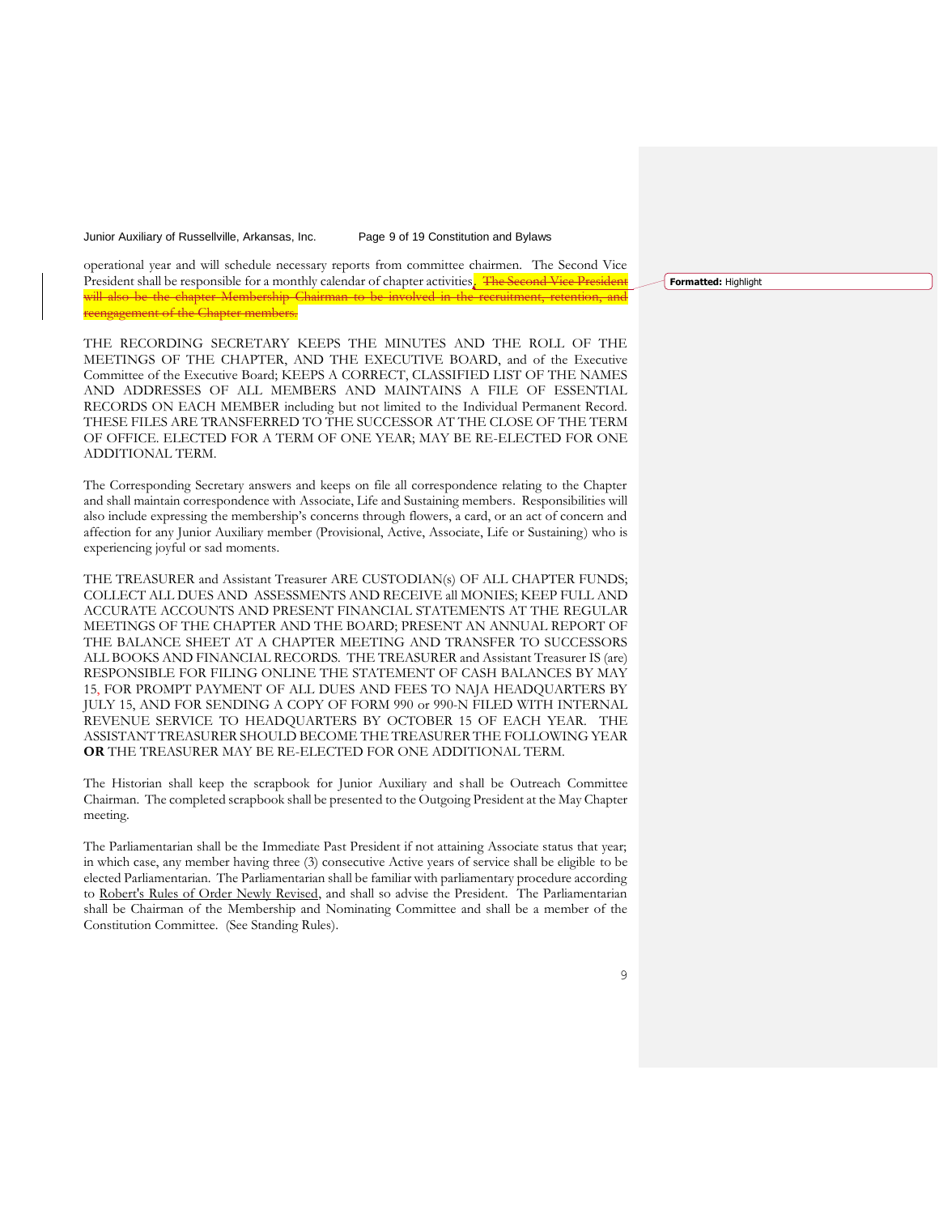operational year and will schedule necessary reports from committee chairmen. The Second Vice President shall be responsible for a monthly calendar of chapter activities. ~~The Second Vice President will also be the chapter Membership Chairman to be involved in the recruitment, retention, and reengagement of the Chapter members.~~

THE RECORDING SECRETARY KEEPS THE MINUTES AND THE ROLL OF THE MEETINGS OF THE CHAPTER, AND THE EXECUTIVE BOARD, and of the Executive Committee of the Executive Board; KEEPS A CORRECT, CLASSIFIED LIST OF THE NAMES AND ADDRESSES OF ALL MEMBERS AND MAINTAINS A FILE OF ESSENTIAL RECORDS ON EACH MEMBER including but not limited to the Individual Permanent Record. THESE FILES ARE TRANSFERRED TO THE SUCCESSOR AT THE CLOSE OF THE TERM OF OFFICE. ELECTED FOR A TERM OF ONE YEAR; MAY BE RE-ELECTED FOR ONE ADDITIONAL TERM.

The Corresponding Secretary answers and keeps on file all correspondence relating to the Chapter and shall maintain correspondence with Associate, Life and Sustaining members. Responsibilities will also include expressing the membership's concerns through flowers, a card, or an act of concern and affection for any Junior Auxiliary member (Provisional, Active, Associate, Life or Sustaining) who is experiencing joyful or sad moments.

THE TREASURER and Assistant Treasurer ARE CUSTODIAN(s) OF ALL CHAPTER FUNDS; COLLECT ALL DUES AND ASSESSMENTS AND RECEIVE all MONIES; KEEP FULL AND ACCURATE ACCOUNTS AND PRESENT FINANCIAL STATEMENTS AT THE REGULAR MEETINGS OF THE CHAPTER AND THE BOARD; PRESENT AN ANNUAL REPORT OF THE BALANCE SHEET AT A CHAPTER MEETING AND TRANSFER TO SUCCESSORS ALL BOOKS AND FINANCIAL RECORDS. THE TREASURER and Assistant Treasurer IS (are) RESPONSIBLE FOR FILING ONLINE THE STATEMENT OF CASH BALANCES BY MAY 15, FOR PROMPT PAYMENT OF ALL DUES AND FEES TO NAJA HEADQUARTERS BY JULY 15, AND FOR SENDING A COPY OF FORM 990 or 990-N FILED WITH INTERNAL REVENUE SERVICE TO HEADQUARTERS BY OCTOBER 15 OF EACH YEAR. THE ASSISTANT TREASURER SHOULD BECOME THE TREASURER THE FOLLOWING YEAR **OR** THE TREASURER MAY BE RE-ELECTED FOR ONE ADDITIONAL TERM.

The Historian shall keep the scrapbook for Junior Auxiliary and shall be Outreach Committee Chairman. The completed scrapbook shall be presented to the Outgoing President at the May Chapter meeting.

The Parliamentarian shall be the Immediate Past President if not attaining Associate status that year; in which case, any member having three (3) consecutive Active years of service shall be eligible to be elected Parliamentarian. The Parliamentarian shall be familiar with parliamentary procedure according to Robert's Rules of Order Newly Revised, and shall so advise the President. The Parliamentarian shall be Chairman of the Membership and Nominating Committee and shall be a member of the Constitution Committee. (See Standing Rules).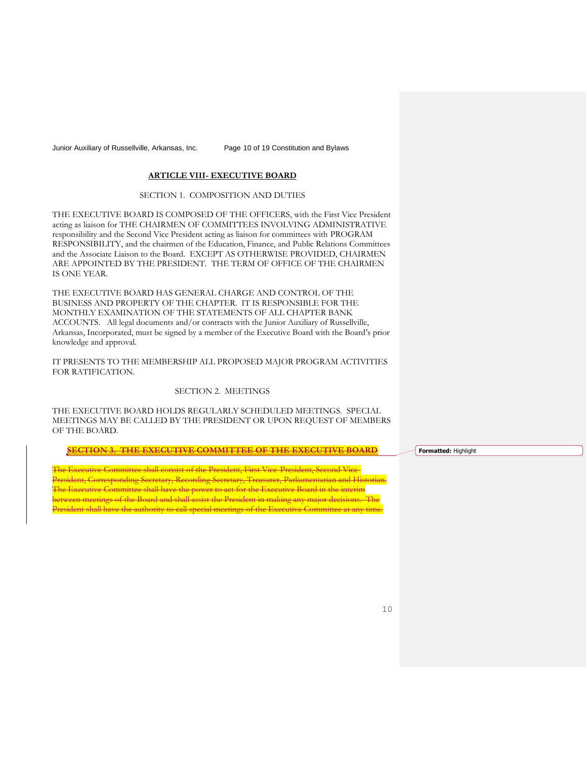## ARTICLE VIII- EXECUTIVE BOARD

SECTION 1. COMPOSITION AND DUTIES

THE EXECUTIVE BOARD IS COMPOSED OF THE OFFICERS, with the First Vice President acting as liaison for THE CHAIRMEN OF COMMITTEES INVOLVING ADMINISTRATIVE responsibility and the Second Vice President acting as liaison for committees with PROGRAM RESPONSIBILITY, and the chairmen of the Education, Finance, and Public Relations Committees and the Associate Liaison to the Board. EXCEPT AS OTHERWISE PROVIDED, CHAIRMEN ARE APPOINTED BY THE PRESIDENT. THE TERM OF OFFICE OF THE CHAIRMEN IS ONE YEAR.

THE EXECUTIVE BOARD HAS GENERAL CHARGE AND CONTROL OF THE BUSINESS AND PROPERTY OF THE CHAPTER. IT IS RESPONSIBLE FOR THE MONTHLY EXAMINATION OF THE STATEMENTS OF ALL CHAPTER BANK ACCOUNTS. All legal documents and/or contracts with the Junior Auxiliary of Russellville, Arkansas, Incorporated, must be signed by a member of the Executive Board with the Board's prior knowledge and approval.

IT PRESENTS TO THE MEMBERSHIP ALL PROPOSED MAJOR PROGRAM ACTIVITIES FOR RATIFICATION.

SECTION 2. MEETINGS

THE EXECUTIVE BOARD HOLDS REGULARLY SCHEDULED MEETINGS. SPECIAL MEETINGS MAY BE CALLED BY THE PRESIDENT OR UPON REQUEST OF MEMBERS OF THE BOARD.

~~**SECTION 3. THE EXECUTIVE COMMITTEE OF THE EXECUTIVE BOARD**~~

~~The Executive Committee shall consist of the President, First Vice-President, Second Vice-President, Corresponding Secretary, Recording Secretary, Treasurer, Parliamentarian and Historian. The Executive Committee shall have the power to act for the Executive Board in the interim between meetings of the Board and shall assist the President in making any major decisions. The President shall have the authority to call special meetings of the Executive Committee at any time.~~

Formatted: Highlight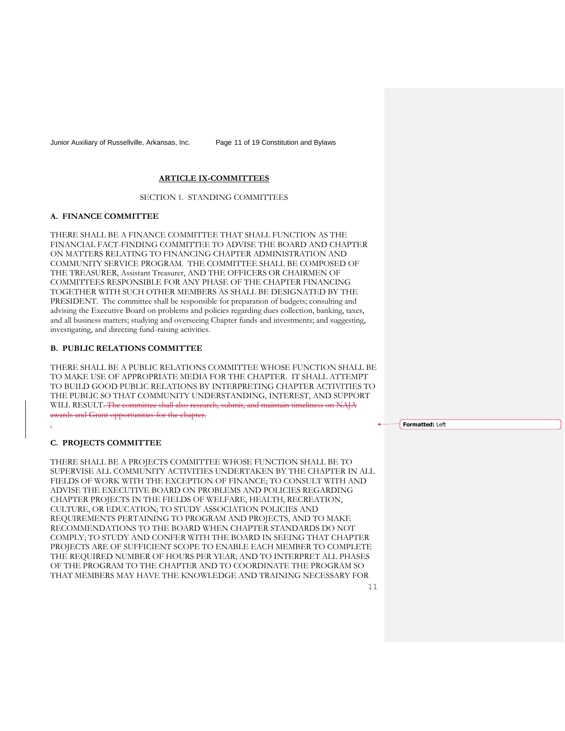## ARTICLE IX-COMMITTEES

SECTION 1. STANDING COMMITTEES

### A. FINANCE COMMITTEE

THERE SHALL BE A FINANCE COMMITTEE THAT SHALL FUNCTION AS THE FINANCIAL FACT-FINDING COMMITTEE TO ADVISE THE BOARD AND CHAPTER ON MATTERS RELATING TO FINANCING CHAPTER ADMINISTRATION AND COMMUNITY SERVICE PROGRAM. THE COMMITTEE SHALL BE COMPOSED OF THE TREASURER, Assistant Treasurer, AND THE OFFICERS OR CHAIRMEN OF COMMITTEES RESPONSIBLE FOR ANY PHASE OF THE CHAPTER FINANCING TOGETHER WITH SUCH OTHER MEMBERS AS SHALL BE DESIGNATED BY THE PRESIDENT. The committee shall be responsible for preparation of budgets; consulting and advising the Executive Board on problems and policies regarding dues collection, banking, taxes, and all business matters; studying and overseeing Chapter funds and investments; and suggesting, investigating, and directing fund-raising activities.

### B. PUBLIC RELATIONS COMMITTEE

THERE SHALL BE A PUBLIC RELATIONS COMMITTEE WHOSE FUNCTION SHALL BE TO MAKE USE OF APPROPRIATE MEDIA FOR THE CHAPTER. IT SHALL ATTEMPT TO BUILD GOOD PUBLIC RELATIONS BY INTERPRETING CHAPTER ACTIVITIES TO THE PUBLIC SO THAT COMMUNITY UNDERSTANDING, INTEREST, AND SUPPORT WILL RESULT~~. The committee shall also research, submit, and maintain timeliness on NAJA awards and Grant opportunities for the chapter.~~

### C. PROJECTS COMMITTEE

THERE SHALL BE A PROJECTS COMMITTEE WHOSE FUNCTION SHALL BE TO SUPERVISE ALL COMMUNITY ACTIVITIES UNDERTAKEN BY THE CHAPTER IN ALL FIELDS OF WORK WITH THE EXCEPTION OF FINANCE; TO CONSULT WITH AND ADVISE THE EXECUTIVE BOARD ON PROBLEMS AND POLICIES REGARDING CHAPTER PROJECTS IN THE FIELDS OF WELFARE, HEALTH, RECREATION, CULTURE, OR EDUCATION; TO STUDY ASSOCIATION POLICIES AND REQUIREMENTS PERTAINING TO PROGRAM AND PROJECTS, AND TO MAKE RECOMMENDATIONS TO THE BOARD WHEN CHAPTER STANDARDS DO NOT COMPLY; TO STUDY AND CONFER WITH THE BOARD IN SEEING THAT CHAPTER PROJECTS ARE OF SUFFICIENT SCOPE TO ENABLE EACH MEMBER TO COMPLETE THE REQUIRED NUMBER OF HOURS PER YEAR; AND TO INTERPRET ALL PHASES OF THE PROGRAM TO THE CHAPTER AND TO COORDINATE THE PROGRAM SO THAT MEMBERS MAY HAVE THE KNOWLEDGE AND TRAINING NECESSARY FOR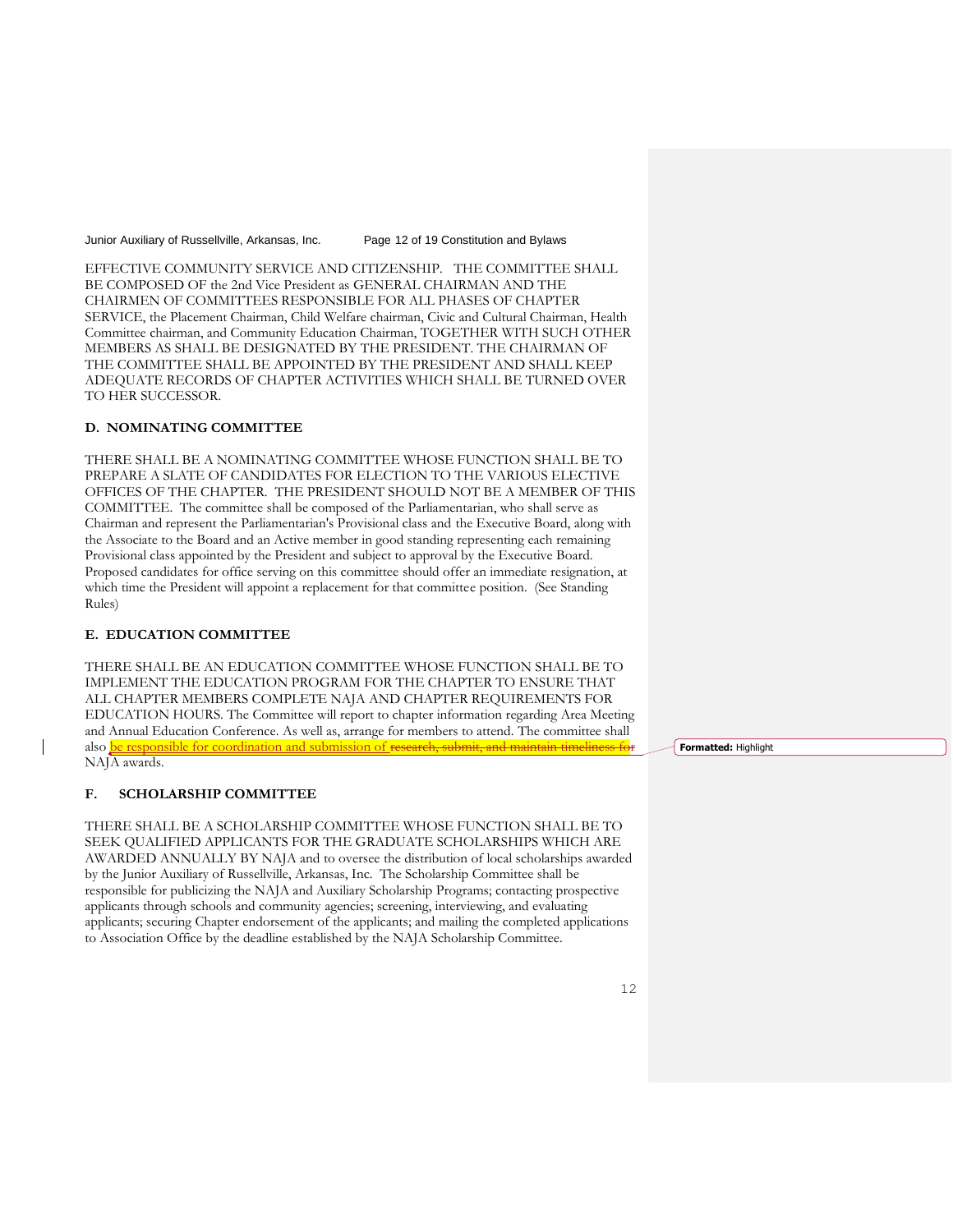EFFECTIVE COMMUNITY SERVICE AND CITIZENSHIP. THE COMMITTEE SHALL BE COMPOSED OF the 2nd Vice President as GENERAL CHAIRMAN AND THE CHAIRMEN OF COMMITTEES RESPONSIBLE FOR ALL PHASES OF CHAPTER SERVICE, the Placement Chairman, Child Welfare chairman, Civic and Cultural Chairman, Health Committee chairman, and Community Education Chairman, TOGETHER WITH SUCH OTHER MEMBERS AS SHALL BE DESIGNATED BY THE PRESIDENT. THE CHAIRMAN OF THE COMMITTEE SHALL BE APPOINTED BY THE PRESIDENT AND SHALL KEEP ADEQUATE RECORDS OF CHAPTER ACTIVITIES WHICH SHALL BE TURNED OVER TO HER SUCCESSOR.

### D. NOMINATING COMMITTEE

THERE SHALL BE A NOMINATING COMMITTEE WHOSE FUNCTION SHALL BE TO PREPARE A SLATE OF CANDIDATES FOR ELECTION TO THE VARIOUS ELECTIVE OFFICES OF THE CHAPTER. THE PRESIDENT SHOULD NOT BE A MEMBER OF THIS COMMITTEE. The committee shall be composed of the Parliamentarian, who shall serve as Chairman and represent the Parliamentarian's Provisional class and the Executive Board, along with the Associate to the Board and an Active member in good standing representing each remaining Provisional class appointed by the President and subject to approval by the Executive Board. Proposed candidates for office serving on this committee should offer an immediate resignation, at which time the President will appoint a replacement for that committee position. (See Standing Rules)

### E. EDUCATION COMMITTEE

THERE SHALL BE AN EDUCATION COMMITTEE WHOSE FUNCTION SHALL BE TO IMPLEMENT THE EDUCATION PROGRAM FOR THE CHAPTER TO ENSURE THAT ALL CHAPTER MEMBERS COMPLETE NAJA AND CHAPTER REQUIREMENTS FOR EDUCATION HOURS. The Committee will report to chapter information regarding Area Meeting and Annual Education Conference. As well as, arrange for members to attend. The committee shall also be responsible for coordination and submission of ~~research, submit, and maintain timeliness for~~ NAJA awards.

### F. SCHOLARSHIP COMMITTEE

THERE SHALL BE A SCHOLARSHIP COMMITTEE WHOSE FUNCTION SHALL BE TO SEEK QUALIFIED APPLICANTS FOR THE GRADUATE SCHOLARSHIPS WHICH ARE AWARDED ANNUALLY BY NAJA and to oversee the distribution of local scholarships awarded by the Junior Auxiliary of Russellville, Arkansas, Inc. The Scholarship Committee shall be responsible for publicizing the NAJA and Auxiliary Scholarship Programs; contacting prospective applicants through schools and community agencies; screening, interviewing, and evaluating applicants; securing Chapter endorsement of the applicants; and mailing the completed applications to Association Office by the deadline established by the NAJA Scholarship Committee.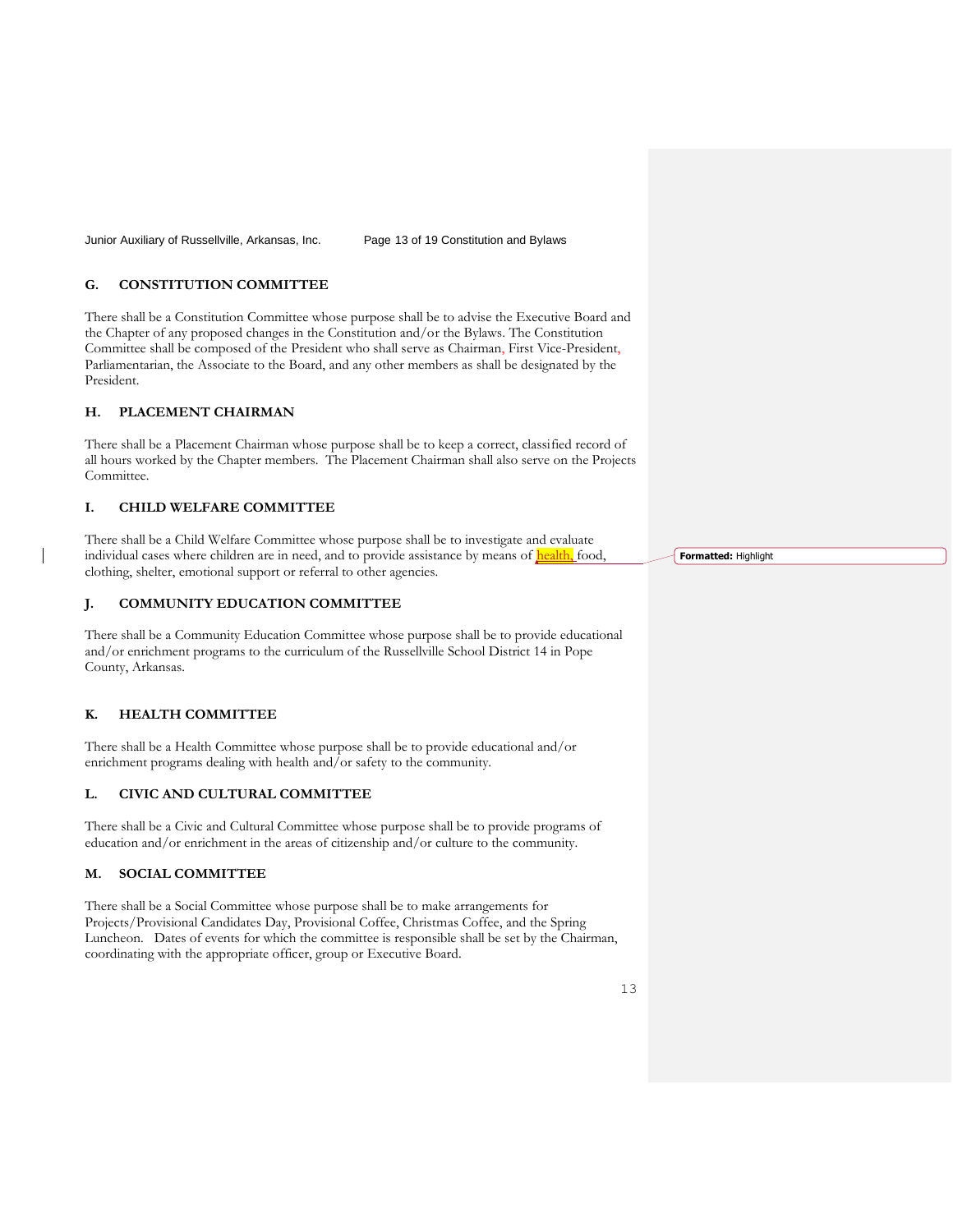## G. CONSTITUTION COMMITTEE

There shall be a Constitution Committee whose purpose shall be to advise the Executive Board and the Chapter of any proposed changes in the Constitution and/or the Bylaws. The Constitution Committee shall be composed of the President who shall serve as Chairman, First Vice-President, Parliamentarian, the Associate to the Board, and any other members as shall be designated by the President.

## H. PLACEMENT CHAIRMAN

There shall be a Placement Chairman whose purpose shall be to keep a correct, classified record of all hours worked by the Chapter members. The Placement Chairman shall also serve on the Projects Committee.

## I. CHILD WELFARE COMMITTEE

There shall be a Child Welfare Committee whose purpose shall be to investigate and evaluate individual cases where children are in need, and to provide assistance by means of health, food, clothing, shelter, emotional support or referral to other agencies.

## J. COMMUNITY EDUCATION COMMITTEE

There shall be a Community Education Committee whose purpose shall be to provide educational and/or enrichment programs to the curriculum of the Russellville School District 14 in Pope County, Arkansas.

## K. HEALTH COMMITTEE

There shall be a Health Committee whose purpose shall be to provide educational and/or enrichment programs dealing with health and/or safety to the community.

## L. CIVIC AND CULTURAL COMMITTEE

There shall be a Civic and Cultural Committee whose purpose shall be to provide programs of education and/or enrichment in the areas of citizenship and/or culture to the community.

## M. SOCIAL COMMITTEE

There shall be a Social Committee whose purpose shall be to make arrangements for Projects/Provisional Candidates Day, Provisional Coffee, Christmas Coffee, and the Spring Luncheon. Dates of events for which the committee is responsible shall be set by the Chairman, coordinating with the appropriate officer, group or Executive Board.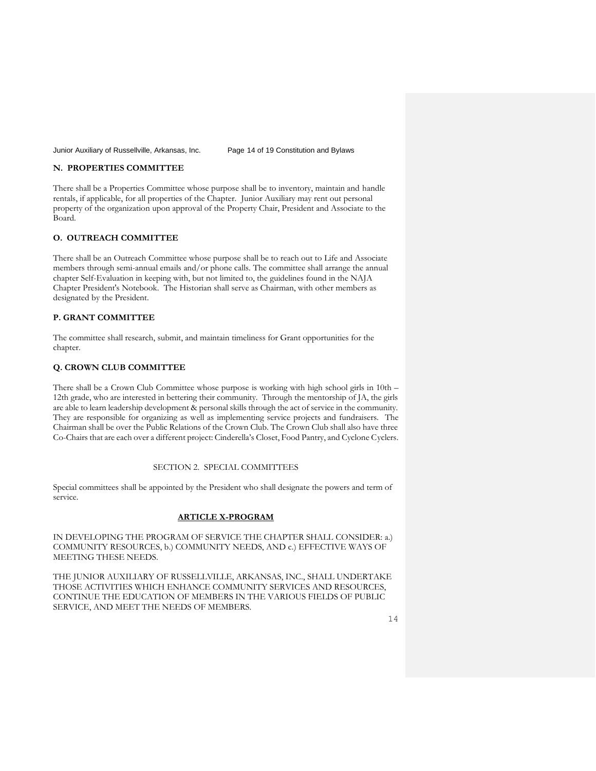### N. PROPERTIES COMMITTEE

There shall be a Properties Committee whose purpose shall be to inventory, maintain and handle rentals, if applicable, for all properties of the Chapter. Junior Auxiliary may rent out personal property of the organization upon approval of the Property Chair, President and Associate to the Board.

### O. OUTREACH COMMITTEE

There shall be an Outreach Committee whose purpose shall be to reach out to Life and Associate members through semi-annual emails and/or phone calls. The committee shall arrange the annual chapter Self-Evaluation in keeping with, but not limited to, the guidelines found in the NAJA Chapter President's Notebook. The Historian shall serve as Chairman, with other members as designated by the President.

### P. GRANT COMMITTEE

The committee shall research, submit, and maintain timeliness for Grant opportunities for the chapter.

### Q. CROWN CLUB COMMITTEE

There shall be a Crown Club Committee whose purpose is working with high school girls in 10th – 12th grade, who are interested in bettering their community. Through the mentorship of JA, the girls are able to learn leadership development & personal skills through the act of service in the community. They are responsible for organizing as well as implementing service projects and fundraisers. The Chairman shall be over the Public Relations of the Crown Club. The Crown Club shall also have three Co-Chairs that are each over a different project: Cinderella's Closet, Food Pantry, and Cyclone Cyclers.

## SECTION 2. SPECIAL COMMITTEES

Special committees shall be appointed by the President who shall designate the powers and term of service.

## ARTICLE X-PROGRAM

IN DEVELOPING THE PROGRAM OF SERVICE THE CHAPTER SHALL CONSIDER: a.) COMMUNITY RESOURCES, b.) COMMUNITY NEEDS, AND c.) EFFECTIVE WAYS OF MEETING THESE NEEDS.

THE JUNIOR AUXILIARY OF RUSSELLVILLE, ARKANSAS, INC., SHALL UNDERTAKE THOSE ACTIVITIES WHICH ENHANCE COMMUNITY SERVICES AND RESOURCES, CONTINUE THE EDUCATION OF MEMBERS IN THE VARIOUS FIELDS OF PUBLIC SERVICE, AND MEET THE NEEDS OF MEMBERS.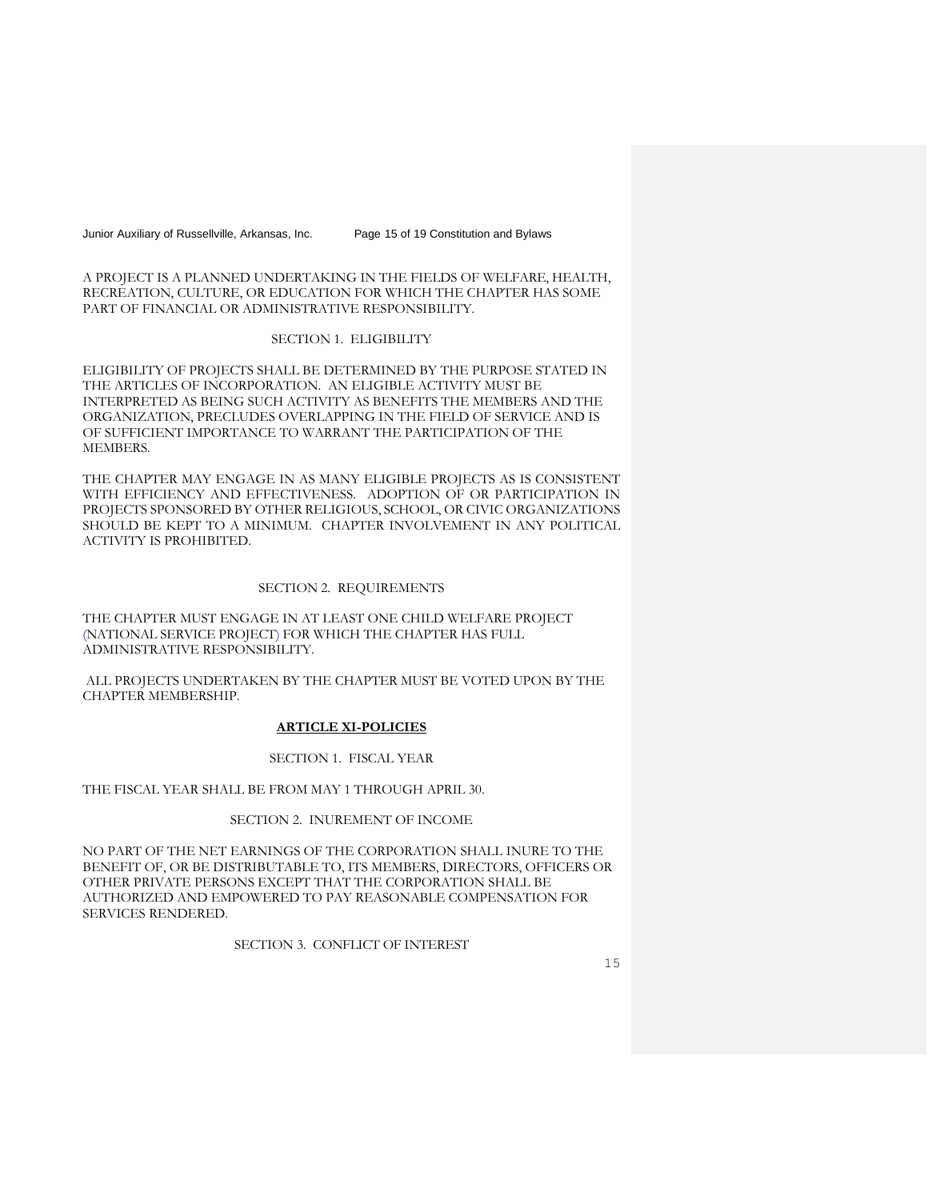A PROJECT IS A PLANNED UNDERTAKING IN THE FIELDS OF WELFARE, HEALTH, RECREATION, CULTURE, OR EDUCATION FOR WHICH THE CHAPTER HAS SOME PART OF FINANCIAL OR ADMINISTRATIVE RESPONSIBILITY.

SECTION 1. ELIGIBILITY

ELIGIBILITY OF PROJECTS SHALL BE DETERMINED BY THE PURPOSE STATED IN THE ARTICLES OF INCORPORATION. AN ELIGIBLE ACTIVITY MUST BE INTERPRETED AS BEING SUCH ACTIVITY AS BENEFITS THE MEMBERS AND THE ORGANIZATION, PRECLUDES OVERLAPPING IN THE FIELD OF SERVICE AND IS OF SUFFICIENT IMPORTANCE TO WARRANT THE PARTICIPATION OF THE MEMBERS.

THE CHAPTER MAY ENGAGE IN AS MANY ELIGIBLE PROJECTS AS IS CONSISTENT WITH EFFICIENCY AND EFFECTIVENESS. ADOPTION OF OR PARTICIPATION IN PROJECTS SPONSORED BY OTHER RELIGIOUS, SCHOOL, OR CIVIC ORGANIZATIONS SHOULD BE KEPT TO A MINIMUM. CHAPTER INVOLVEMENT IN ANY POLITICAL ACTIVITY IS PROHIBITED.

SECTION 2. REQUIREMENTS

THE CHAPTER MUST ENGAGE IN AT LEAST ONE CHILD WELFARE PROJECT (NATIONAL SERVICE PROJECT) FOR WHICH THE CHAPTER HAS FULL ADMINISTRATIVE RESPONSIBILITY.

ALL PROJECTS UNDERTAKEN BY THE CHAPTER MUST BE VOTED UPON BY THE CHAPTER MEMBERSHIP.

## ARTICLE XI-POLICIES

SECTION 1. FISCAL YEAR

THE FISCAL YEAR SHALL BE FROM MAY 1 THROUGH APRIL 30.

SECTION 2. INUREMENT OF INCOME

NO PART OF THE NET EARNINGS OF THE CORPORATION SHALL INURE TO THE BENEFIT OF, OR BE DISTRIBUTABLE TO, ITS MEMBERS, DIRECTORS, OFFICERS OR OTHER PRIVATE PERSONS EXCEPT THAT THE CORPORATION SHALL BE AUTHORIZED AND EMPOWERED TO PAY REASONABLE COMPENSATION FOR SERVICES RENDERED.

SECTION 3. CONFLICT OF INTEREST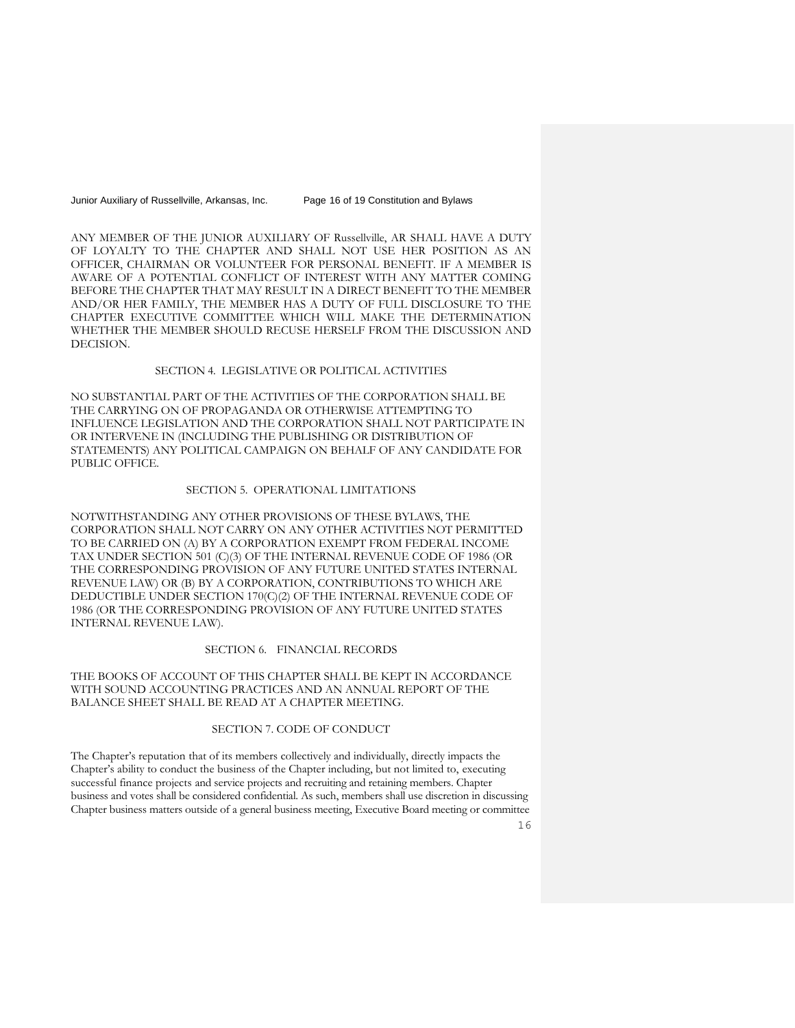ANY MEMBER OF THE JUNIOR AUXILIARY OF Russellville, AR SHALL HAVE A DUTY OF LOYALTY TO THE CHAPTER AND SHALL NOT USE HER POSITION AS AN OFFICER, CHAIRMAN OR VOLUNTEER FOR PERSONAL BENEFIT. IF A MEMBER IS AWARE OF A POTENTIAL CONFLICT OF INTEREST WITH ANY MATTER COMING BEFORE THE CHAPTER THAT MAY RESULT IN A DIRECT BENEFIT TO THE MEMBER AND/OR HER FAMILY, THE MEMBER HAS A DUTY OF FULL DISCLOSURE TO THE CHAPTER EXECUTIVE COMMITTEE WHICH WILL MAKE THE DETERMINATION WHETHER THE MEMBER SHOULD RECUSE HERSELF FROM THE DISCUSSION AND DECISION.

### SECTION 4. LEGISLATIVE OR POLITICAL ACTIVITIES

NO SUBSTANTIAL PART OF THE ACTIVITIES OF THE CORPORATION SHALL BE THE CARRYING ON OF PROPAGANDA OR OTHERWISE ATTEMPTING TO INFLUENCE LEGISLATION AND THE CORPORATION SHALL NOT PARTICIPATE IN OR INTERVENE IN (INCLUDING THE PUBLISHING OR DISTRIBUTION OF STATEMENTS) ANY POLITICAL CAMPAIGN ON BEHALF OF ANY CANDIDATE FOR PUBLIC OFFICE.

### SECTION 5. OPERATIONAL LIMITATIONS

NOTWITHSTANDING ANY OTHER PROVISIONS OF THESE BYLAWS, THE CORPORATION SHALL NOT CARRY ON ANY OTHER ACTIVITIES NOT PERMITTED TO BE CARRIED ON (A) BY A CORPORATION EXEMPT FROM FEDERAL INCOME TAX UNDER SECTION 501 (C)(3) OF THE INTERNAL REVENUE CODE OF 1986 (OR THE CORRESPONDING PROVISION OF ANY FUTURE UNITED STATES INTERNAL REVENUE LAW) OR (B) BY A CORPORATION, CONTRIBUTIONS TO WHICH ARE DEDUCTIBLE UNDER SECTION 170(C)(2) OF THE INTERNAL REVENUE CODE OF 1986 (OR THE CORRESPONDING PROVISION OF ANY FUTURE UNITED STATES INTERNAL REVENUE LAW).

### SECTION 6. FINANCIAL RECORDS

THE BOOKS OF ACCOUNT OF THIS CHAPTER SHALL BE KEPT IN ACCORDANCE WITH SOUND ACCOUNTING PRACTICES AND AN ANNUAL REPORT OF THE BALANCE SHEET SHALL BE READ AT A CHAPTER MEETING.

### SECTION 7. CODE OF CONDUCT

The Chapter's reputation that of its members collectively and individually, directly impacts the Chapter's ability to conduct the business of the Chapter including, but not limited to, executing successful finance projects and service projects and recruiting and retaining members. Chapter business and votes shall be considered confidential. As such, members shall use discretion in discussing Chapter business matters outside of a general business meeting, Executive Board meeting or committee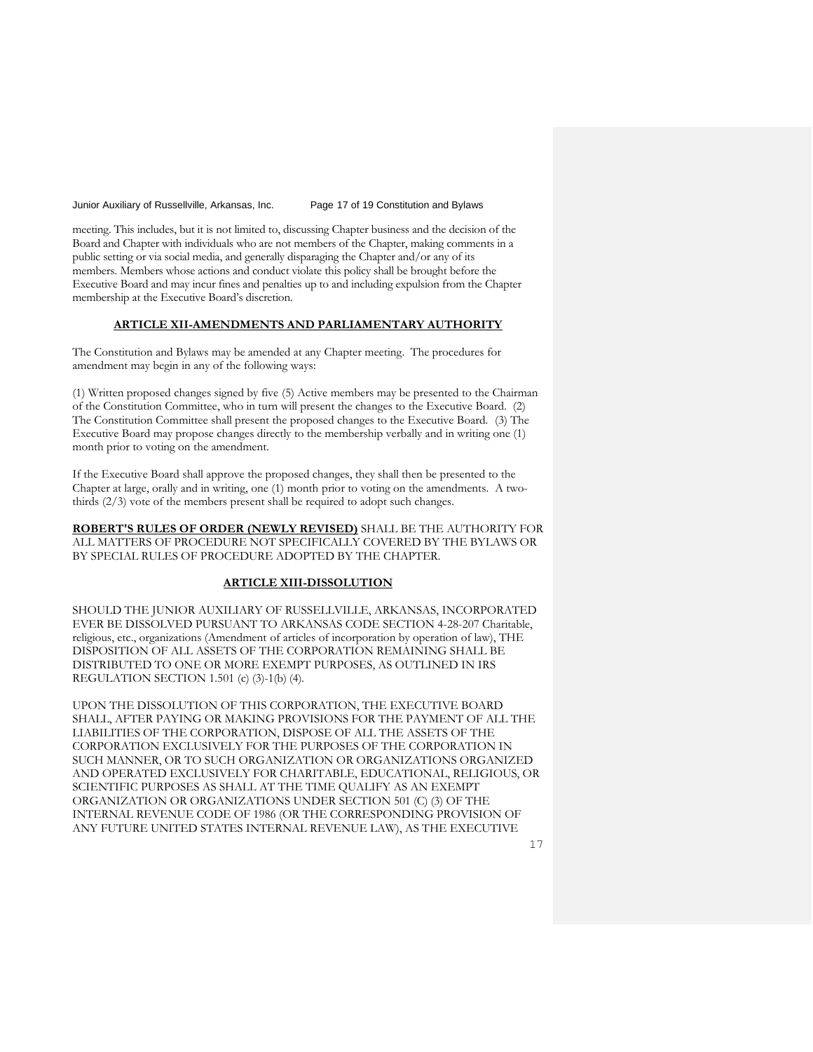meeting. This includes, but it is not limited to, discussing Chapter business and the decision of the Board and Chapter with individuals who are not members of the Chapter, making comments in a public setting or via social media, and generally disparaging the Chapter and/or any of its members. Members whose actions and conduct violate this policy shall be brought before the Executive Board and may incur fines and penalties up to and including expulsion from the Chapter membership at the Executive Board's discretion.

## ARTICLE XII-AMENDMENTS AND PARLIAMENTARY AUTHORITY

The Constitution and Bylaws may be amended at any Chapter meeting. The procedures for amendment may begin in any of the following ways:

(1) Written proposed changes signed by five (5) Active members may be presented to the Chairman of the Constitution Committee, who in turn will present the changes to the Executive Board. (2) The Constitution Committee shall present the proposed changes to the Executive Board. (3) The Executive Board may propose changes directly to the membership verbally and in writing one (1) month prior to voting on the amendment.

If the Executive Board shall approve the proposed changes, they shall then be presented to the Chapter at large, orally and in writing, one (1) month prior to voting on the amendments. A two-thirds (2/3) vote of the members present shall be required to adopt such changes.

**ROBERT'S RULES OF ORDER (NEWLY REVISED)** SHALL BE THE AUTHORITY FOR ALL MATTERS OF PROCEDURE NOT SPECIFICALLY COVERED BY THE BYLAWS OR BY SPECIAL RULES OF PROCEDURE ADOPTED BY THE CHAPTER.

## ARTICLE XIII-DISSOLUTION

SHOULD THE JUNIOR AUXILIARY OF RUSSELLVILLE, ARKANSAS, INCORPORATED EVER BE DISSOLVED PURSUANT TO ARKANSAS CODE SECTION 4-28-207 Charitable, religious, etc., organizations (Amendment of articles of incorporation by operation of law), THE DISPOSITION OF ALL ASSETS OF THE CORPORATION REMAINING SHALL BE DISTRIBUTED TO ONE OR MORE EXEMPT PURPOSES, AS OUTLINED IN IRS REGULATION SECTION 1.501 (c) (3)-1(b) (4).

UPON THE DISSOLUTION OF THIS CORPORATION, THE EXECUTIVE BOARD SHALL, AFTER PAYING OR MAKING PROVISIONS FOR THE PAYMENT OF ALL THE LIABILITIES OF THE CORPORATION, DISPOSE OF ALL THE ASSETS OF THE CORPORATION EXCLUSIVELY FOR THE PURPOSES OF THE CORPORATION IN SUCH MANNER, OR TO SUCH ORGANIZATION OR ORGANIZATIONS ORGANIZED AND OPERATED EXCLUSIVELY FOR CHARITABLE, EDUCATIONAL, RELIGIOUS, OR SCIENTIFIC PURPOSES AS SHALL AT THE TIME QUALIFY AS AN EXEMPT ORGANIZATION OR ORGANIZATIONS UNDER SECTION 501 (C) (3) OF THE INTERNAL REVENUE CODE OF 1986 (OR THE CORRESPONDING PROVISION OF ANY FUTURE UNITED STATES INTERNAL REVENUE LAW), AS THE EXECUTIVE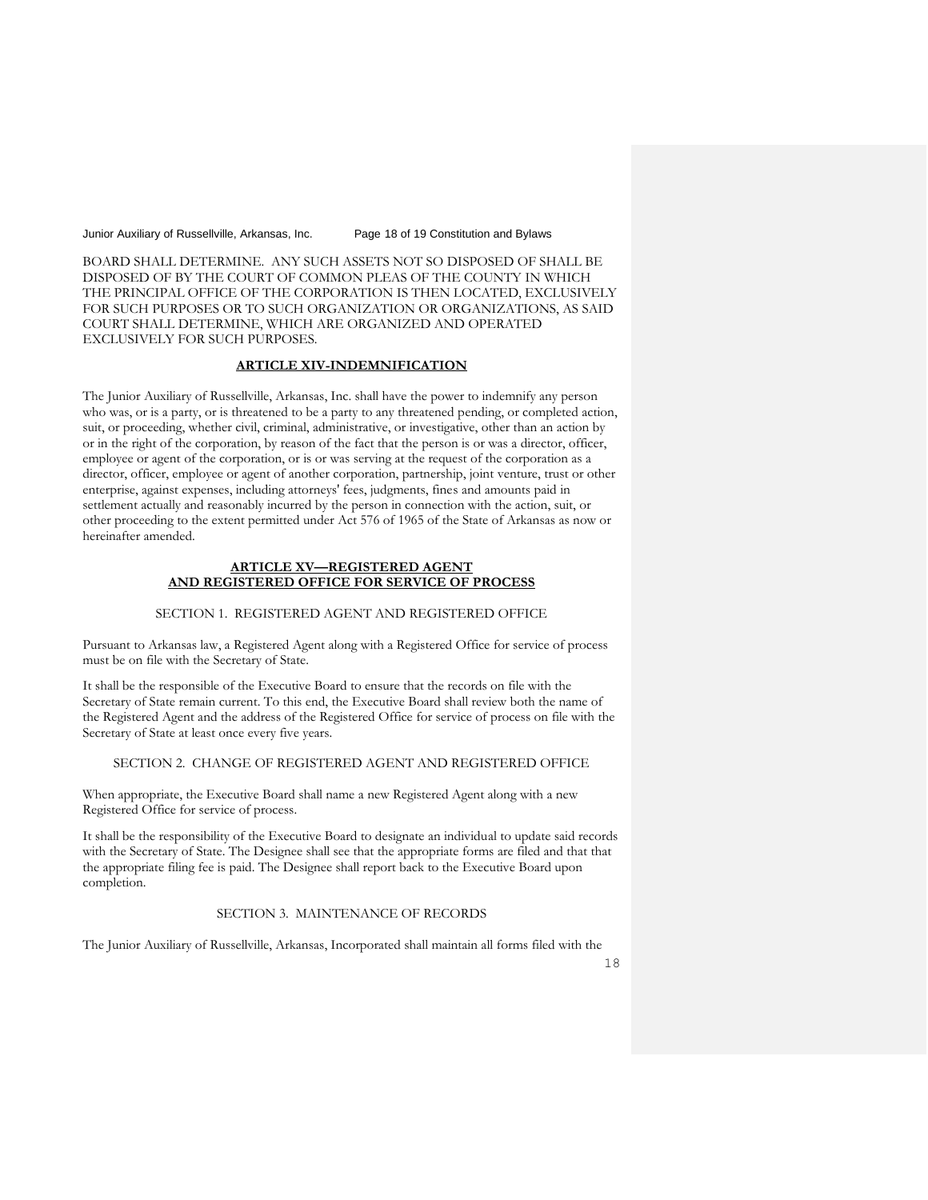BOARD SHALL DETERMINE. ANY SUCH ASSETS NOT SO DISPOSED OF SHALL BE DISPOSED OF BY THE COURT OF COMMON PLEAS OF THE COUNTY IN WHICH THE PRINCIPAL OFFICE OF THE CORPORATION IS THEN LOCATED, EXCLUSIVELY FOR SUCH PURPOSES OR TO SUCH ORGANIZATION OR ORGANIZATIONS, AS SAID COURT SHALL DETERMINE, WHICH ARE ORGANIZED AND OPERATED EXCLUSIVELY FOR SUCH PURPOSES.

## ARTICLE XIV-INDEMNIFICATION

The Junior Auxiliary of Russellville, Arkansas, Inc. shall have the power to indemnify any person who was, or is a party, or is threatened to be a party to any threatened pending, or completed action, suit, or proceeding, whether civil, criminal, administrative, or investigative, other than an action by or in the right of the corporation, by reason of the fact that the person is or was a director, officer, employee or agent of the corporation, or is or was serving at the request of the corporation as a director, officer, employee or agent of another corporation, partnership, joint venture, trust or other enterprise, against expenses, including attorneys' fees, judgments, fines and amounts paid in settlement actually and reasonably incurred by the person in connection with the action, suit, or other proceeding to the extent permitted under Act 576 of 1965 of the State of Arkansas as now or hereinafter amended.

## ARTICLE XV—REGISTERED AGENT AND REGISTERED OFFICE FOR SERVICE OF PROCESS

### SECTION 1. REGISTERED AGENT AND REGISTERED OFFICE

Pursuant to Arkansas law, a Registered Agent along with a Registered Office for service of process must be on file with the Secretary of State.

It shall be the responsible of the Executive Board to ensure that the records on file with the Secretary of State remain current. To this end, the Executive Board shall review both the name of the Registered Agent and the address of the Registered Office for service of process on file with the Secretary of State at least once every five years.

### SECTION 2. CHANGE OF REGISTERED AGENT AND REGISTERED OFFICE

When appropriate, the Executive Board shall name a new Registered Agent along with a new Registered Office for service of process.

It shall be the responsibility of the Executive Board to designate an individual to update said records with the Secretary of State. The Designee shall see that the appropriate forms are filed and that that the appropriate filing fee is paid. The Designee shall report back to the Executive Board upon completion.

### SECTION 3. MAINTENANCE OF RECORDS

The Junior Auxiliary of Russellville, Arkansas, Incorporated shall maintain all forms filed with the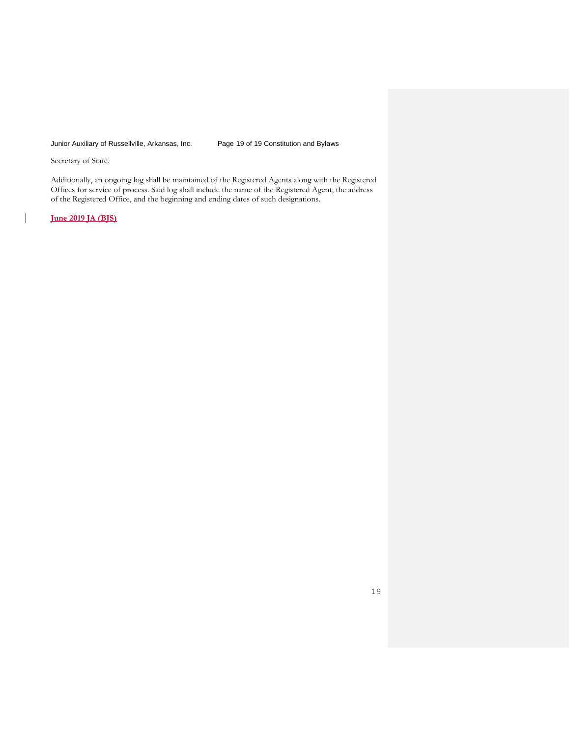Secretary of State.

Additionally, an ongoing log shall be maintained of the Registered Agents along with the Registered Offices for service of process. Said log shall include the name of the Registered Agent, the address of the Registered Office, and the beginning and ending dates of such designations.

**June 2019 JA (BJS)**